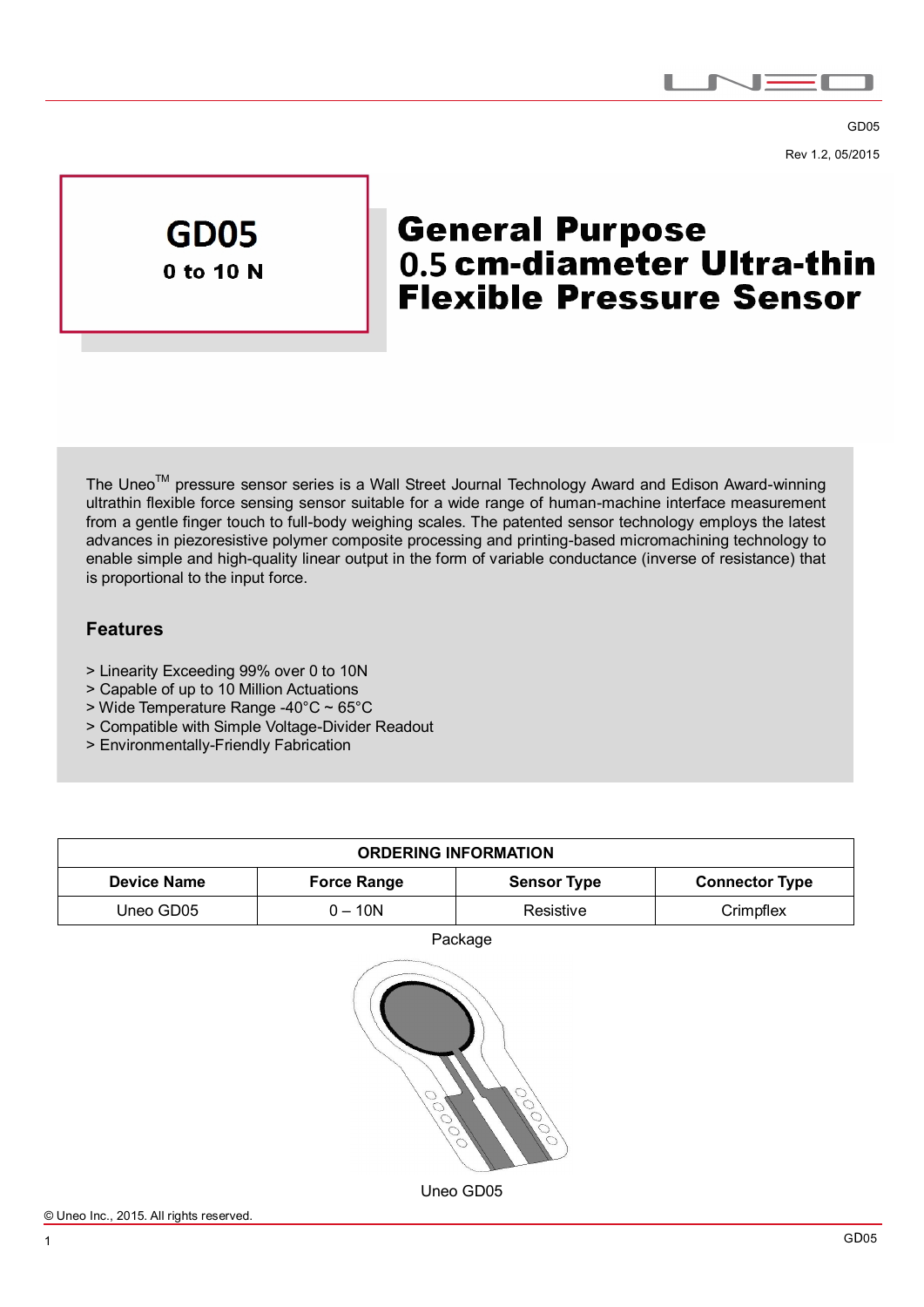GD05

Rev 1.2, 05/2015

# GD05

**0 to 10 N**

# General Purpose 0.5 cm-diameter Ultra-thin Flexible Pressure Sensor

The Uneo[TM] pressure sensor series is a Wall Street Journal Technology Award and Edison Award-winning ultrathin flexible force sensing sensor suitable for a wide range of human-machine interface measurement from a gentle finger touch to full-body weighing scales. The patented sensor technology employs the latest advances in piezoresistive polymer composite processing and printing-based micromachining technology to enable simple and high-quality linear output in the form of variable conductance (inverse of resistance) that is proportional to the input force.

## Features

> Linearity Exceeding 99% over 0 to 10N
> Capable of up to 10 Million Actuations
> Wide Temperature Range -40°C ~ 65°C
> Compatible with Simple Voltage-Divider Readout
> Environmentally-Friendly Fabrication

| ORDERING INFORMATION | | | |
|---|---|---|---|
| **Device Name** | **Force Range** | **Sensor Type** | **Connector Type** |
| Uneo GD05 | 0 – 10N | Resistive | Crimpflex |

Package

Uneo GD05

© Uneo Inc., 2015. All rights reserved.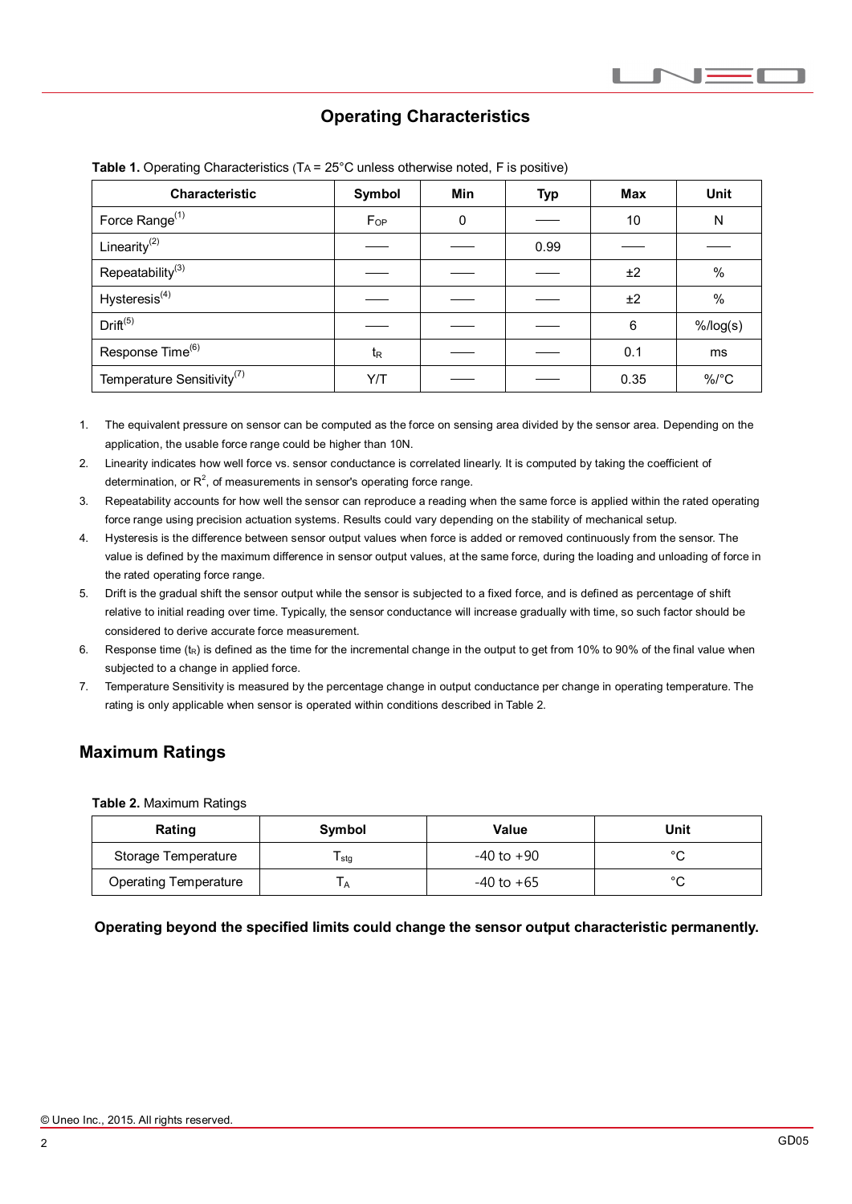## Operating Characteristics

**Table 1.** Operating Characteristics ($T_A$ = 25°C unless otherwise noted, F is positive)

| Characteristic | Symbol | Min | Typ | Max | Unit |
|---|---|---|---|---|---|
| Force Range[(1)] | $F_{OP}$ | 0 | —— | 10 | N |
| Linearity[(2)] | —— | —— | 0.99 | —— | —— |
| Repeatability[(3)] | —— | —— | —— | ±2 | % |
| Hysteresis[(4)] | —— | —— | —— | ±2 | % |
| Drift[(5)] | —— | —— | —— | 6 | %/log(s) |
| Response Time[(6)] | $t_R$ | —— | —— | 0.1 | ms |
| Temperature Sensitivity[(7)] | Y/T | —— | —— | 0.35 | %/°C |

1. The equivalent pressure on sensor can be computed as the force on sensing area divided by the sensor area. Depending on the application, the usable force range could be higher than 10N.
2. Linearity indicates how well force vs. sensor conductance is correlated linearly. It is computed by taking the coefficient of determination, or $R^2$, of measurements in sensor's operating force range.
3. Repeatability accounts for how well the sensor can reproduce a reading when the same force is applied within the rated operating force range using precision actuation systems. Results could vary depending on the stability of mechanical setup.
4. Hysteresis is the difference between sensor output values when force is added or removed continuously from the sensor. The value is defined by the maximum difference in sensor output values, at the same force, during the loading and unloading of force in the rated operating force range.
5. Drift is the gradual shift the sensor output while the sensor is subjected to a fixed force, and is defined as percentage of shift relative to initial reading over time. Typically, the sensor conductance will increase gradually with time, so such factor should be considered to derive accurate force measurement.
6. Response time ($t_R$) is defined as the time for the incremental change in the output to get from 10% to 90% of the final value when subjected to a change in applied force.
7. Temperature Sensitivity is measured by the percentage change in output conductance per change in operating temperature. The rating is only applicable when sensor is operated within conditions described in Table 2.

## Maximum Ratings

**Table 2.** Maximum Ratings

| Rating | Symbol | Value | Unit |
|---|---|---|---|
| Storage Temperature | $T_{stg}$ | -40 to +90 | °C |
| Operating Temperature | $T_A$ | -40 to +65 | °C |

**Operating beyond the specified limits could change the sensor output characteristic permanently.**

© Uneo Inc., 2015. All rights reserved.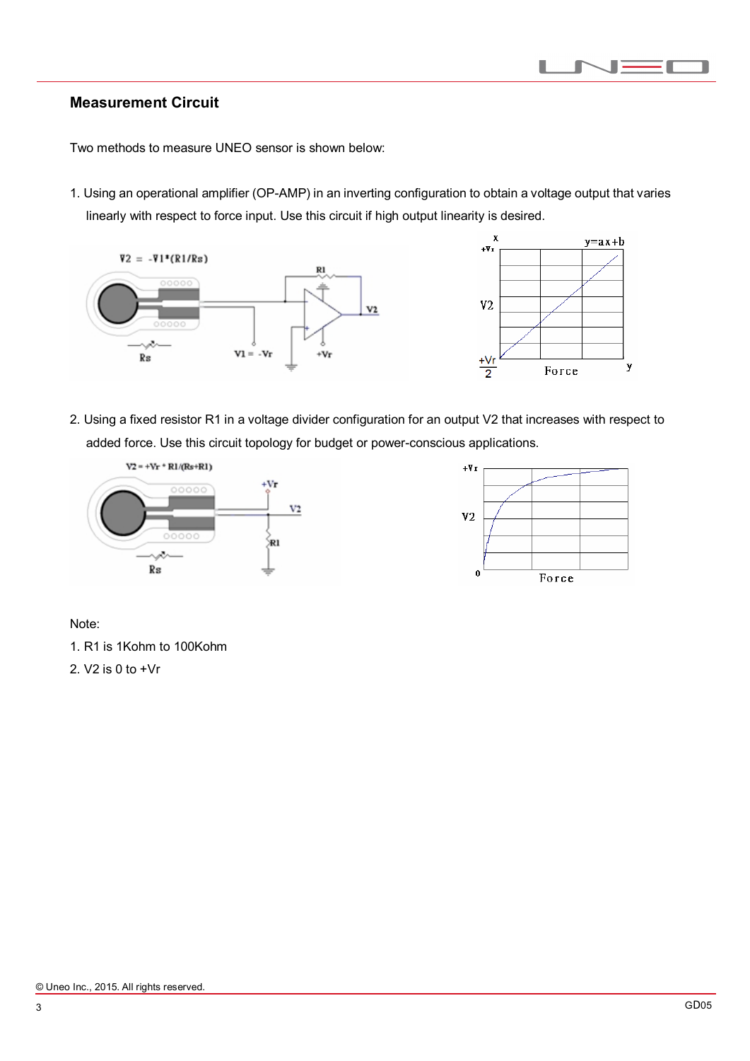## Measurement Circuit

Two methods to measure UNEO sensor is shown below:

1. Using an operational amplifier (OP-AMP) in an inverting configuration to obtain a voltage output that varies linearly with respect to force input. Use this circuit if high output linearity is desired.

2. Using a fixed resistor R1 in a voltage divider configuration for an output V2 that increases with respect to added force. Use this circuit topology for budget or power-conscious applications.

Note:

1. R1 is 1Kohm to 100Kohm
2. V2 is 0 to +Vr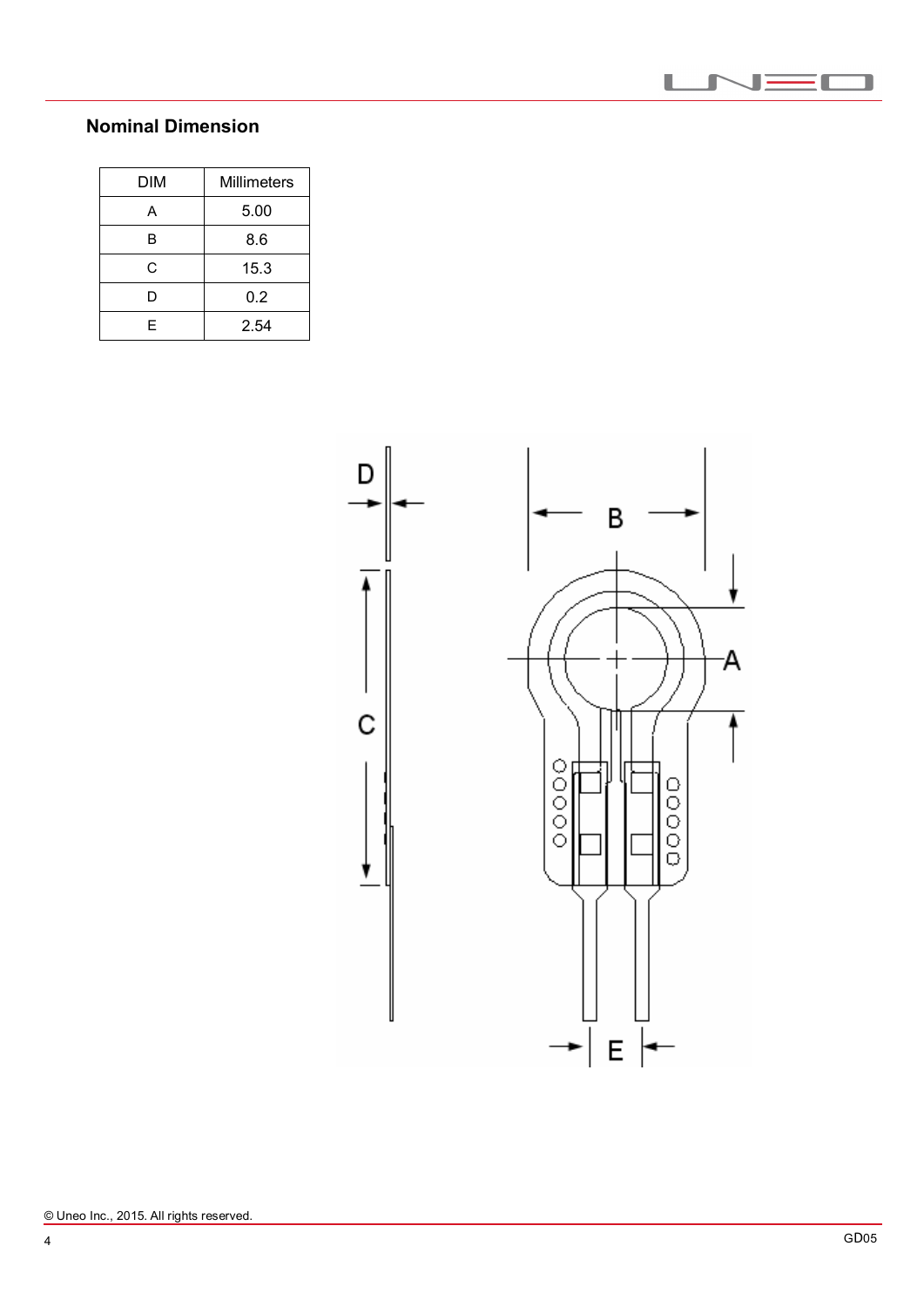## Nominal Dimension

| DIM | Millimeters |
|---|---|
| A | 5.00 |
| B | 8.6 |
| C | 15.3 |
| D | 0.2 |
| E | 2.54 |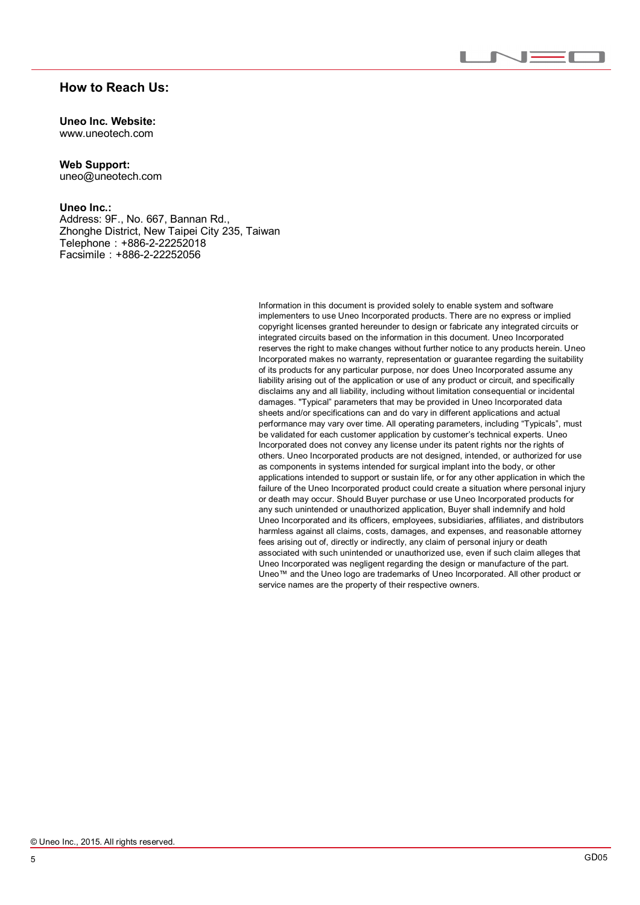## How to Reach Us:

**Uneo Inc. Website:**
www.uneotech.com

**Web Support:**
uneo@uneotech.com

**Uneo Inc.:**
Address: 9F., No. 667, Bannan Rd.,
Zhonghe District, New Taipei City 235, Taiwan
Telephone：+886-2-22252018
Facsimile：+886-2-22252056

Information in this document is provided solely to enable system and software implementers to use Uneo Incorporated products. There are no express or implied copyright licenses granted hereunder to design or fabricate any integrated circuits or integrated circuits based on the information in this document. Uneo Incorporated reserves the right to make changes without further notice to any products herein. Uneo Incorporated makes no warranty, representation or guarantee regarding the suitability of its products for any particular purpose, nor does Uneo Incorporated assume any liability arising out of the application or use of any product or circuit, and specifically disclaims any and all liability, including without limitation consequential or incidental damages. "Typical" parameters that may be provided in Uneo Incorporated data sheets and/or specifications can and do vary in different applications and actual performance may vary over time. All operating parameters, including "Typicals", must be validated for each customer application by customer's technical experts. Uneo Incorporated does not convey any license under its patent rights nor the rights of others. Uneo Incorporated products are not designed, intended, or authorized for use as components in systems intended for surgical implant into the body, or other applications intended to support or sustain life, or for any other application in which the failure of the Uneo Incorporated product could create a situation where personal injury or death may occur. Should Buyer purchase or use Uneo Incorporated products for any such unintended or unauthorized application, Buyer shall indemnify and hold Uneo Incorporated and its officers, employees, subsidiaries, affiliates, and distributors harmless against all claims, costs, damages, and expenses, and reasonable attorney fees arising out of, directly or indirectly, any claim of personal injury or death associated with such unintended or unauthorized use, even if such claim alleges that Uneo Incorporated was negligent regarding the design or manufacture of the part. Uneo™ and the Uneo logo are trademarks of Uneo Incorporated. All other product or service names are the property of their respective owners.

© Uneo Inc., 2015. All rights reserved.